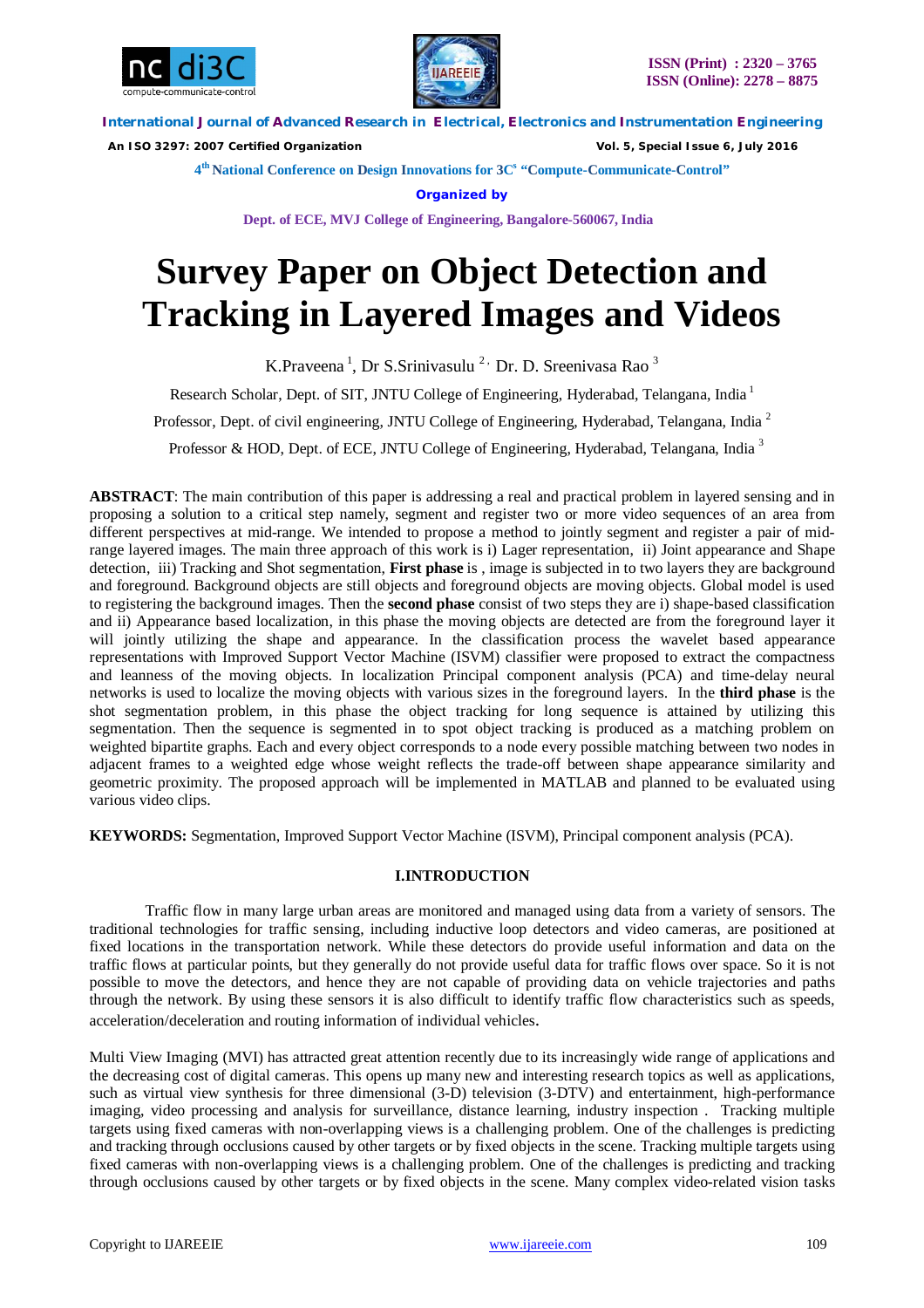# Survey Paper on Object Detection and Tracking in Layered Images and Videos

K.Praveena [1], Dr S.Srinivasulu [2], Dr. D. Sreenivasa Rao [3]

Research Scholar, Dept. of SIT, JNTU College of Engineering, Hyderabad, Telangana, India [1]

Professor, Dept. of civil engineering, JNTU College of Engineering, Hyderabad, Telangana, India [2]

Professor & HOD, Dept. of ECE, JNTU College of Engineering, Hyderabad, Telangana, India [3]

**ABSTRACT**: The main contribution of this paper is addressing a real and practical problem in layered sensing and in proposing a solution to a critical step namely, segment and register two or more video sequences of an area from different perspectives at mid-range. We intended to propose a method to jointly segment and register a pair of mid-range layered images. The main three approach of this work is i) Lager representation, ii) Joint appearance and Shape detection, iii) Tracking and Shot segmentation, **First phase** is , image is subjected in to two layers they are background and foreground. Background objects are still objects and foreground objects are moving objects. Global model is used to registering the background images. Then the **second phase** consist of two steps they are i) shape-based classification and ii) Appearance based localization, in this phase the moving objects are detected are from the foreground layer it will jointly utilizing the shape and appearance. In the classification process the wavelet based appearance representations with Improved Support Vector Machine (ISVM) classifier were proposed to extract the compactness and leanness of the moving objects. In localization Principal component analysis (PCA) and time-delay neural networks is used to localize the moving objects with various sizes in the foreground layers. In the **third phase** is the shot segmentation problem, in this phase the object tracking for long sequence is attained by utilizing this segmentation. Then the sequence is segmented in to spot object tracking is produced as a matching problem on weighted bipartite graphs. Each and every object corresponds to a node every possible matching between two nodes in adjacent frames to a weighted edge whose weight reflects the trade-off between shape appearance similarity and geometric proximity. The proposed approach will be implemented in MATLAB and planned to be evaluated using various video clips.

**KEYWORDS:** Segmentation, Improved Support Vector Machine (ISVM), Principal component analysis (PCA).

## I.INTRODUCTION

Traffic flow in many large urban areas are monitored and managed using data from a variety of sensors. The traditional technologies for traffic sensing, including inductive loop detectors and video cameras, are positioned at fixed locations in the transportation network. While these detectors do provide useful information and data on the traffic flows at particular points, but they generally do not provide useful data for traffic flows over space. So it is not possible to move the detectors, and hence they are not capable of providing data on vehicle trajectories and paths through the network. By using these sensors it is also difficult to identify traffic flow characteristics such as speeds, acceleration/deceleration and routing information of individual vehicles.

Multi View Imaging (MVI) has attracted great attention recently due to its increasingly wide range of applications and the decreasing cost of digital cameras. This opens up many new and interesting research topics as well as applications, such as virtual view synthesis for three dimensional (3-D) television (3-DTV) and entertainment, high-performance imaging, video processing and analysis for surveillance, distance learning, industry inspection . Tracking multiple targets using fixed cameras with non-overlapping views is a challenging problem. One of the challenges is predicting and tracking through occlusions caused by other targets or by fixed objects in the scene. Tracking multiple targets using fixed cameras with non-overlapping views is a challenging problem. One of the challenges is predicting and tracking through occlusions caused by other targets or by fixed objects in the scene. Many complex video-related vision tasks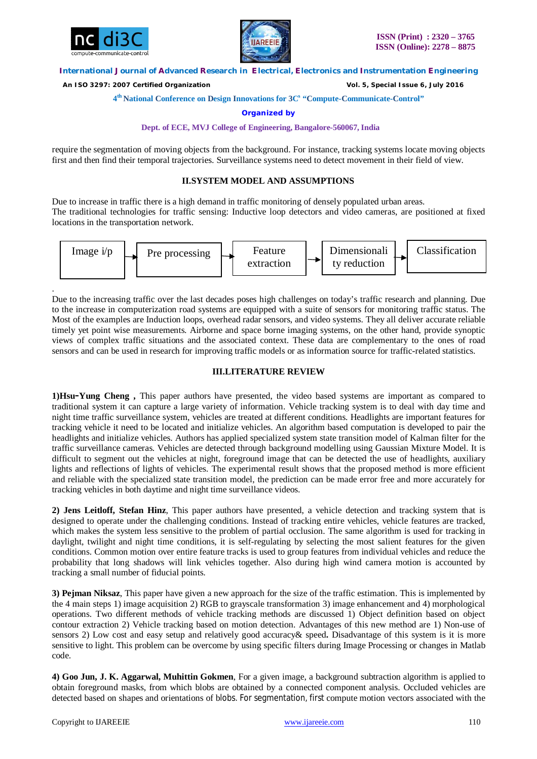require the segmentation of moving objects from the background. For instance, tracking systems locate moving objects first and then find their temporal trajectories. Surveillance systems need to detect movement in their field of view.

## II.SYSTEM MODEL AND ASSUMPTIONS

Due to increase in traffic there is a high demand in traffic monitoring of densely populated urban areas.
The traditional technologies for traffic sensing: Inductive loop detectors and video cameras, are positioned at fixed locations in the transportation network.

Image i/p → Pre processing → Feature extraction → Dimensionality reduction → Classification

Due to the increasing traffic over the last decades poses high challenges on today's traffic research and planning. Due to the increase in computerization road systems are equipped with a suite of sensors for monitoring traffic status. The Most of the examples are Induction loops, overhead radar sensors, and video systems. They all deliver accurate reliable timely yet point wise measurements. Airborne and space borne imaging systems, on the other hand, provide synoptic views of complex traffic situations and the associated context. These data are complementary to the ones of road sensors and can be used in research for improving traffic models or as information source for traffic-related statistics.

## III.LITERATURE REVIEW

**1)Hsu-Yung Cheng ,** This paper authors have presented, the video based systems are important as compared to traditional system it can capture a large variety of information. Vehicle tracking system is to deal with day time and night time traffic surveillance system, vehicles are treated at different conditions. Headlights are important features for tracking vehicle it need to be located and initialize vehicles. An algorithm based computation is developed to pair the headlights and initialize vehicles. Authors has applied specialized system state transition model of Kalman filter for the traffic surveillance cameras. Vehicles are detected through background modelling using Gaussian Mixture Model. It is difficult to segment out the vehicles at night, foreground image that can be detected the use of headlights, auxiliary lights and reflections of lights of vehicles. The experimental result shows that the proposed method is more efficient and reliable with the specialized state transition model, the prediction can be made error free and more accurately for tracking vehicles in both daytime and night time surveillance videos.

**2) Jens Leitloff, Stefan Hinz**, This paper authors have presented, a vehicle detection and tracking system that is designed to operate under the challenging conditions. Instead of tracking entire vehicles, vehicle features are tracked, which makes the system less sensitive to the problem of partial occlusion. The same algorithm is used for tracking in daylight, twilight and night time conditions, it is self-regulating by selecting the most salient features for the given conditions. Common motion over entire feature tracks is used to group features from individual vehicles and reduce the probability that long shadows will link vehicles together. Also during high wind camera motion is accounted by tracking a small number of fiducial points.

**3) Pejman Niksaz**, This paper have given a new approach for the size of the traffic estimation. This is implemented by the 4 main steps 1) image acquisition 2) RGB to grayscale transformation 3) image enhancement and 4) morphological operations. Two different methods of vehicle tracking methods are discussed 1) Object definition based on object contour extraction 2) Vehicle tracking based on motion detection. Advantages of this new method are 1) Non-use of sensors 2) Low cost and easy setup and relatively good accuracy& speed**.** Disadvantage of this system is it is more sensitive to light. This problem can be overcome by using specific filters during Image Processing or changes in Matlab code.

**4) Goo Jun, J. K. Aggarwal, Muhittin Gokmen**, For a given image, a background subtraction algorithm is applied to obtain foreground masks, from which blobs are obtained by a connected component analysis. Occluded vehicles are detected based on shapes and orientations of blobs. For segmentation, first compute motion vectors associated with the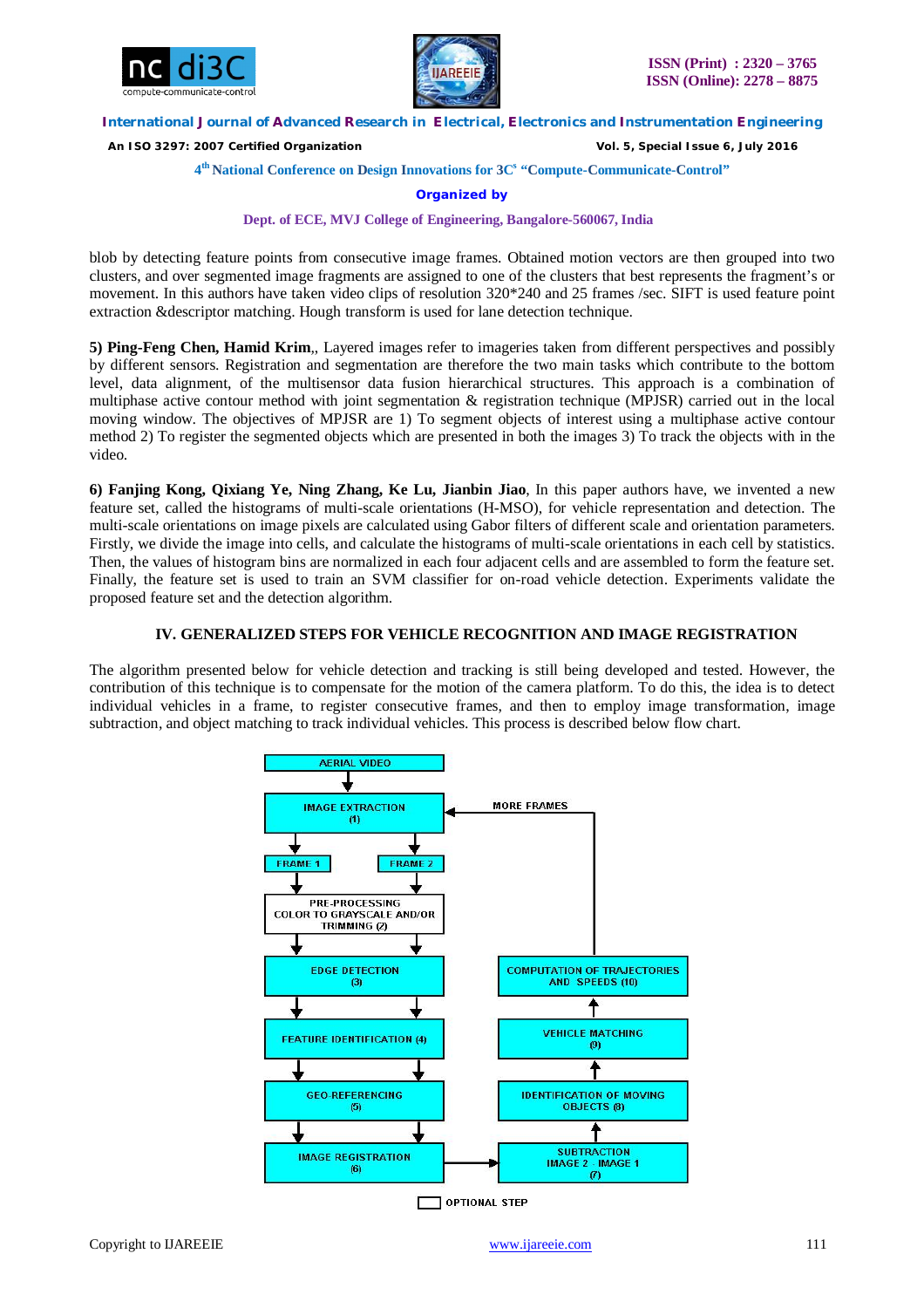blob by detecting feature points from consecutive image frames. Obtained motion vectors are then grouped into two clusters, and over segmented image fragments are assigned to one of the clusters that best represents the fragment's or movement. In this authors have taken video clips of resolution 320*240 and 25 frames /sec. SIFT is used feature point extraction &descriptor matching. Hough transform is used for lane detection technique.

**5) Ping-Feng Chen, Hamid Krim**,, Layered images refer to imageries taken from different perspectives and possibly by different sensors. Registration and segmentation are therefore the two main tasks which contribute to the bottom level, data alignment, of the multisensor data fusion hierarchical structures. This approach is a combination of multiphase active contour method with joint segmentation & registration technique (MPJSR) carried out in the local moving window. The objectives of MPJSR are 1) To segment objects of interest using a multiphase active contour method 2) To register the segmented objects which are presented in both the images 3) To track the objects with in the video.

**6) Fanjing Kong, Qixiang Ye, Ning Zhang, Ke Lu, Jianbin Jiao**, In this paper authors have, we invented a new feature set, called the histograms of multi-scale orientations (H-MSO), for vehicle representation and detection. The multi-scale orientations on image pixels are calculated using Gabor filters of different scale and orientation parameters. Firstly, we divide the image into cells, and calculate the histograms of multi-scale orientations in each cell by statistics. Then, the values of histogram bins are normalized in each four adjacent cells and are assembled to form the feature set. Finally, the feature set is used to train an SVM classifier for on-road vehicle detection. Experiments validate the proposed feature set and the detection algorithm.

## IV. GENERALIZED STEPS FOR VEHICLE RECOGNITION AND IMAGE REGISTRATION

The algorithm presented below for vehicle detection and tracking is still being developed and tested. However, the contribution of this technique is to compensate for the motion of the camera platform. To do this, the idea is to detect individual vehicles in a frame, to register consecutive frames, and then to employ image transformation, image subtraction, and object matching to track individual vehicles. This process is described below flow chart.

AERIAL VIDEO → IMAGE EXTRACTION (1) → FRAME 1 / FRAME 2 → PRE-PROCESSING COLOR TO GRAYSCALE AND/OR TRIMMING (2) → EDGE DETECTION (3) → FEATURE IDENTIFICATION (4) → GEO REFERENCING (5) → IMAGE REGISTRATION (6) → SUBTRACTION IMAGE 2 - IMAGE 1 (7) → IDENTIFICATION OF MOVING OBJECTS (8) → VEHICLE MATCHING (9) → COMPUTATION OF TRAJECTORIES AND SPEEDS (10) → MORE FRAMES → IMAGE EXTRACTION (1)

OPTIONAL STEP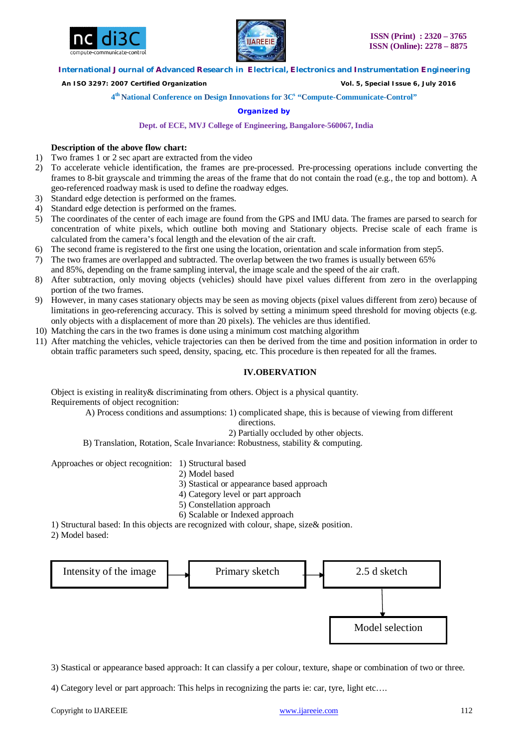**Description of the above flow chart:**

1) Two frames 1 or 2 sec apart are extracted from the video
2) To accelerate vehicle identification, the frames are pre-processed. Pre-processing operations include converting the frames to 8-bit grayscale and trimming the areas of the frame that do not contain the road (e.g., the top and bottom). A geo-referenced roadway mask is used to define the roadway edges.
3) Standard edge detection is performed on the frames.
4) Standard edge detection is performed on the frames.
5) The coordinates of the center of each image are found from the GPS and IMU data. The frames are parsed to search for concentration of white pixels, which outline both moving and Stationary objects. Precise scale of each frame is calculated from the camera's focal length and the elevation of the air craft.
6) The second frame is registered to the first one using the location, orientation and scale information from step5.
7) The two frames are overlapped and subtracted. The overlap between the two frames is usually between 65% and 85%, depending on the frame sampling interval, the image scale and the speed of the air craft.
8) After subtraction, only moving objects (vehicles) should have pixel values different from zero in the overlapping portion of the two frames.
9) However, in many cases stationary objects may be seen as moving objects (pixel values different from zero) because of limitations in geo-referencing accuracy. This is solved by setting a minimum speed threshold for moving objects (e.g. only objects with a displacement of more than 20 pixels). The vehicles are thus identified.
10) Matching the cars in the two frames is done using a minimum cost matching algorithm
11) After matching the vehicles, vehicle trajectories can then be derived from the time and position information in order to obtain traffic parameters such speed, density, spacing, etc. This procedure is then repeated for all the frames.

## IV.OBERVATION

Object is existing in reality& discriminating from others. Object is a physical quantity.
Requirements of object recognition:

A) Process conditions and assumptions: 1) complicated shape, this is because of viewing from different directions.
2) Partially occluded by other objects.

B) Translation, Rotation, Scale Invariance: Robustness, stability & computing.

Approaches or object recognition:
1) Structural based
2) Model based
3) Stastical or appearance based approach
4) Category level or part approach
5) Constellation approach
6) Scalable or Indexed approach

1) Structural based: In this objects are recognized with colour, shape, size& position.

2) Model based:

Intensity of the image → Primary sketch → 2.5 d sketch → Model selection

3) Stastical or appearance based approach: It can classify a per colour, texture, shape or combination of two or three.

4) Category level or part approach: This helps in recognizing the parts ie: car, tyre, light etc….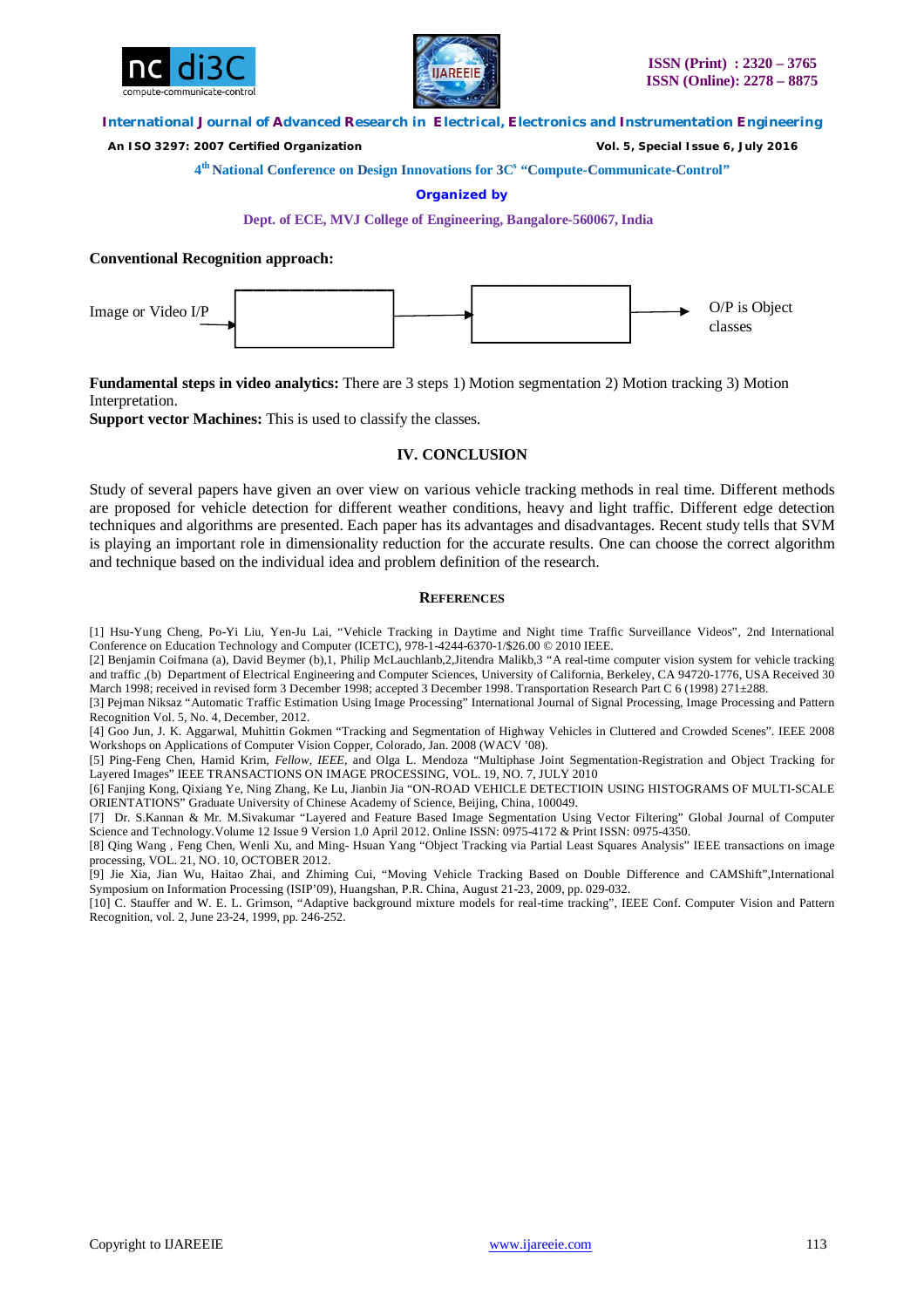**Conventional Recognition approach:**

Image or Video I/P

O/P is Object classes

**Fundamental steps in video analytics:** There are 3 steps 1) Motion segmentation 2) Motion tracking 3) Motion Interpretation.

**Support vector Machines:** This is used to classify the classes.

## IV. CONCLUSION

Study of several papers have given an over view on various vehicle tracking methods in real time. Different methods are proposed for vehicle detection for different weather conditions, heavy and light traffic. Different edge detection techniques and algorithms are presented. Each paper has its advantages and disadvantages. Recent study tells that SVM is playing an important role in dimensionality reduction for the accurate results. One can choose the correct algorithm and technique based on the individual idea and problem definition of the research.

## REFERENCES

[1] Hsu-Yung Cheng, Po-Yi Liu, Yen-Ju Lai, "Vehicle Tracking in Daytime and Night time Traffic Surveillance Videos", 2nd International Conference on Education Technology and Computer (ICETC), 978-1-4244-6370-1/$26.00 © 2010 IEEE.

[2] Benjamin Coifmana (a), David Beymer (b),1, Philip McLauchlanb,2,Jitendra Malikb,3 "A real-time computer vision system for vehicle tracking and traffic ,(b) Department of Electrical Engineering and Computer Sciences, University of California, Berkeley, CA 94720-1776, USA Received 30 March 1998; received in revised form 3 December 1998; accepted 3 December 1998. Transportation Research Part C 6 (1998) 271±288.

[3] Pejman Niksaz "Automatic Traffic Estimation Using Image Processing" International Journal of Signal Processing, Image Processing and Pattern Recognition Vol. 5, No. 4, December, 2012.

[4] Goo Jun, J. K. Aggarwal, Muhittin Gokmen "Tracking and Segmentation of Highway Vehicles in Cluttered and Crowded Scenes". IEEE 2008 Workshops on Applications of Computer Vision Copper, Colorado, Jan. 2008 (WACV '08).

[5] Ping-Feng Chen, Hamid Krim, *Fellow, IEEE*, and Olga L. Mendoza "Multiphase Joint Segmentation-Registration and Object Tracking for Layered Images" IEEE TRANSACTIONS ON IMAGE PROCESSING, VOL. 19, NO. 7, JULY 2010

[6] Fanjing Kong, Qixiang Ye, Ning Zhang, Ke Lu, Jianbin Jia "ON-ROAD VEHICLE DETECTIOIN USING HISTOGRAMS OF MULTI-SCALE ORIENTATIONS" Graduate University of Chinese Academy of Science, Beijing, China, 100049.

[7] Dr. S.Kannan & Mr. M.Sivakumar "Layered and Feature Based Image Segmentation Using Vector Filtering" Global Journal of Computer Science and Technology.Volume 12 Issue 9 Version 1.0 April 2012. Online ISSN: 0975-4172 & Print ISSN: 0975-4350.

[8] Qing Wang , Feng Chen, Wenli Xu, and Ming- Hsuan Yang "Object Tracking via Partial Least Squares Analysis" IEEE transactions on image processing, VOL. 21, NO. 10, OCTOBER 2012.

[9] Jie Xia, Jian Wu, Haitao Zhai, and Zhiming Cui, "Moving Vehicle Tracking Based on Double Difference and CAMShift",International Symposium on Information Processing (ISIP'09), Huangshan, P.R. China, August 21-23, 2009, pp. 029-032.

[10] C. Stauffer and W. E. L. Grimson, "Adaptive background mixture models for real-time tracking", IEEE Conf. Computer Vision and Pattern Recognition, vol. 2, June 23-24, 1999, pp. 246-252.